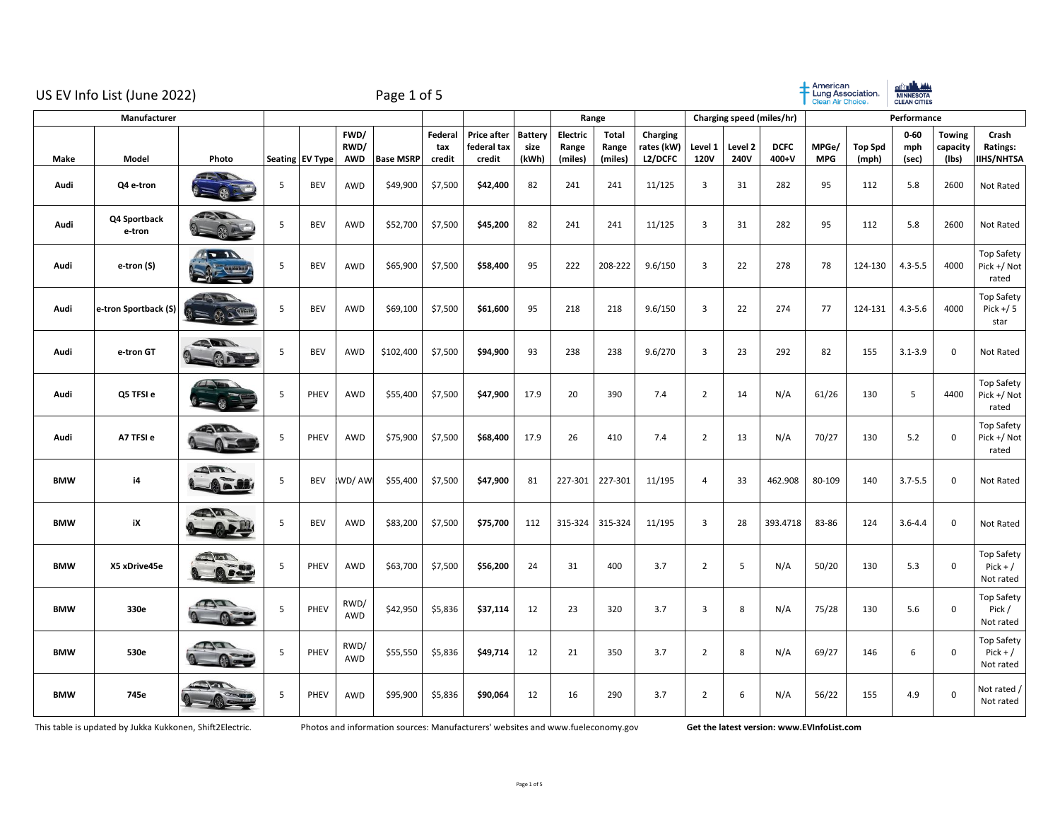# US EV Info List (June 2022)

| Manufacturer | | | | | | | | | | Range | | | Charging speed (miles/hr) | | | Performance | | | | |
|---|---|---|---|---|---|---|---|---|---|---|---|---|---|---|---|---|---|---|---|---|
| Make | Model | Photo | Seating | EV Type | FWD/ RWD/ AWD | Base MSRP | Federal tax credit | Price after federal tax credit | Battery size (kWh) | Electric Range (miles) | Total Range (miles) | Charging rates (kW) L2/DCFC | Level 1 120V | Level 2 240V | DCFC 400+V | MPGe/ MPG | Top Spd (mph) | 0-60 mph (sec) | Towing capacity (lbs) | Crash Ratings: IIHS/NHTSA |
| Audi | Q4 e-tron | | 5 | BEV | AWD | $49,900 | $7,500 | **$42,400** | 82 | 241 | 241 | 11/125 | 3 | 31 | 282 | 95 | 112 | 5.8 | 2600 | Not Rated |
| Audi | Q4 Sportback e-tron | | 5 | BEV | AWD | $52,700 | $7,500 | **$45,200** | 82 | 241 | 241 | 11/125 | 3 | 31 | 282 | 95 | 112 | 5.8 | 2600 | Not Rated |
| Audi | e-tron (S) | | 5 | BEV | AWD | $65,900 | $7,500 | **$58,400** | 95 | 222 | 208-222 | 9.6/150 | 3 | 22 | 278 | 78 | 124-130 | 4.3-5.5 | 4000 | Top Safety Pick +/ Not rated |
| Audi | e-tron Sportback (S) | | 5 | BEV | AWD | $69,100 | $7,500 | **$61,600** | 95 | 218 | 218 | 9.6/150 | 3 | 22 | 274 | 77 | 124-131 | 4.3-5.6 | 4000 | Top Safety Pick +/ 5 star |
| Audi | e-tron GT | | 5 | BEV | AWD | $102,400 | $7,500 | **$94,900** | 93 | 238 | 238 | 9.6/270 | 3 | 23 | 292 | 82 | 155 | 3.1-3.9 | 0 | Not Rated |
| Audi | Q5 TFSI e | | 5 | PHEV | AWD | $55,400 | $7,500 | **$47,900** | 17.9 | 20 | 390 | 7.4 | 2 | 14 | N/A | 61/26 | 130 | 5 | 4400 | Top Safety Pick +/ Not rated |
| Audi | A7 TFSI e | | 5 | PHEV | AWD | $75,900 | $7,500 | **$68,400** | 17.9 | 26 | 410 | 7.4 | 2 | 13 | N/A | 70/27 | 130 | 5.2 | 0 | Top Safety Pick +/ Not rated |
| BMW | i4 | | 5 | BEV | WD/ AW | $55,400 | $7,500 | **$47,900** | 81 | 227-301 | 227-301 | 11/195 | 4 | 33 | 462.908 | 80-109 | 140 | 3.7-5.5 | 0 | Not Rated |
| BMW | iX | | 5 | BEV | AWD | $83,200 | $7,500 | **$75,700** | 112 | 315-324 | 315-324 | 11/195 | 3 | 28 | 393.4718 | 83-86 | 124 | 3.6-4.4 | 0 | Not Rated |
| BMW | X5 xDrive45e | | 5 | PHEV | AWD | $63,700 | $7,500 | **$56,200** | 24 | 31 | 400 | 3.7 | 2 | 5 | N/A | 50/20 | 130 | 5.3 | 0 | Top Safety Pick + / Not rated |
| BMW | 330e | | 5 | PHEV | RWD/ AWD | $42,950 | $5,836 | **$37,114** | 12 | 23 | 320 | 3.7 | 3 | 8 | N/A | 75/28 | 130 | 5.6 | 0 | Top Safety Pick / Not rated |
| BMW | 530e | | 5 | PHEV | RWD/ AWD | $55,550 | $5,836 | **$49,714** | 12 | 21 | 350 | 3.7 | 2 | 8 | N/A | 69/27 | 146 | 6 | 0 | Top Safety Pick + / Not rated |
| BMW | 745e | | 5 | PHEV | AWD | $95,900 | $5,836 | **$90,064** | 12 | 16 | 290 | 3.7 | 2 | 6 | N/A | 56/22 | 155 | 4.9 | 0 | Not rated / Not rated |

This table is updated by Jukka Kukkonen, Shift2Electric. Photos and information sources: Manufacturers' websites and www.fueleconomy.gov **Get the latest version: www.EVInfoList.com**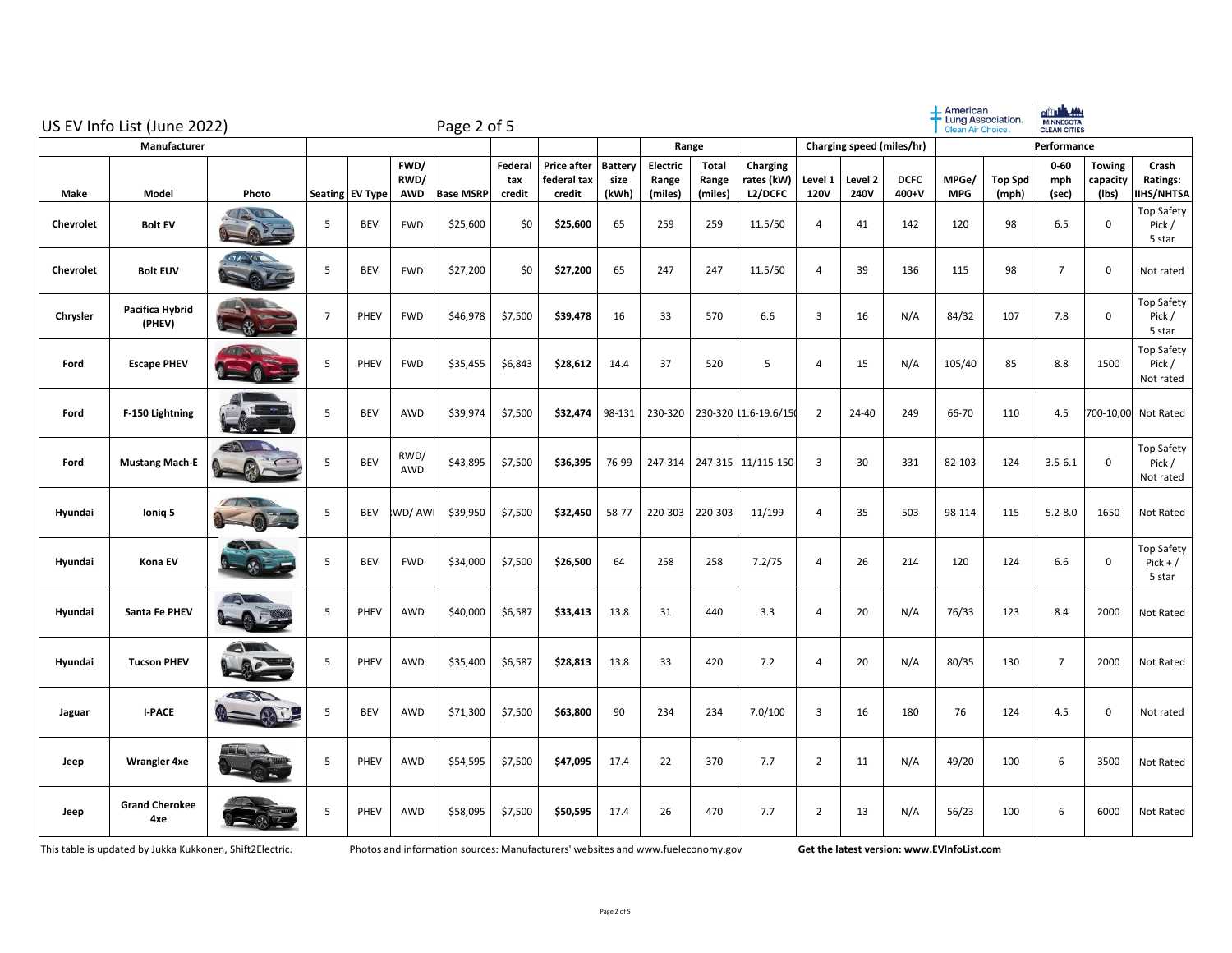# US EV Info List (June 2022)

| Manufacturer | | | | | | | | | | | Range | | | Charging speed (miles/hr) | | | Performance | | | | |
|---|---|---|---|---|---|---|---|---|---|---|---|---|---|---|---|---|---|---|---|---|---|
| Make | Model | Photo | Seating | EV Type | FWD/ RWD/ AWD | Base MSRP | Federal tax credit | Price after federal tax credit | Battery size (kWh) | Electric Range (miles) | Total Range (miles) | Charging rates (kW) L2/DCFC | Level 1 120V | Level 2 240V | DCFC 400+V | MPGe/ MPG | Top Spd (mph) | 0-60 mph (sec) | Towing capacity (lbs) | Crash Ratings: IIHS/NHTSA |
| **Chevrolet** | **Bolt EV** | | 5 | BEV | FWD | $25,600 | $0 | **$25,600** | 65 | 259 | 259 | 11.5/50 | 4 | 41 | 142 | 120 | 98 | 6.5 | 0 | Top Safety Pick / 5 star |
| **Chevrolet** | **Bolt EUV** | | 5 | BEV | FWD | $27,200 | $0 | **$27,200** | 65 | 247 | 247 | 11.5/50 | 4 | 39 | 136 | 115 | 98 | 7 | 0 | Not rated |
| **Chrysler** | **Pacifica Hybrid (PHEV)** | | 7 | PHEV | FWD | $46,978 | $7,500 | **$39,478** | 16 | 33 | 570 | 6.6 | 3 | 16 | N/A | 84/32 | 107 | 7.8 | 0 | Top Safety Pick / 5 star |
| **Ford** | **Escape PHEV** | | 5 | PHEV | FWD | $35,455 | $6,843 | **$28,612** | 14.4 | 37 | 520 | 5 | 4 | 15 | N/A | 105/40 | 85 | 8.8 | 1500 | Top Safety Pick / Not rated |
| **Ford** | **F-150 Lightning** | | 5 | BEV | AWD | $39,974 | $7,500 | **$32,474** | 98-131 | 230-320 | 230-320 | 11.6-19.6/150 | 2 | 24-40 | 249 | 66-70 | 110 | 4.5 | 700-10,000 | Not Rated |
| **Ford** | **Mustang Mach-E** | | 5 | BEV | RWD/ AWD | $43,895 | $7,500 | **$36,395** | 76-99 | 247-314 | 247-315 | 11/115-150 | 3 | 30 | 331 | 82-103 | 124 | 3.5-6.1 | 0 | Top Safety Pick / Not rated |
| **Hyundai** | **Ioniq 5** | | 5 | BEV | RWD/ AWD | $39,950 | $7,500 | **$32,450** | 58-77 | 220-303 | 220-303 | 11/199 | 4 | 35 | 503 | 98-114 | 115 | 5.2-8.0 | 1650 | Not Rated |
| **Hyundai** | **Kona EV** | | 5 | BEV | FWD | $34,000 | $7,500 | **$26,500** | 64 | 258 | 258 | 7.2/75 | 4 | 26 | 214 | 120 | 124 | 6.6 | 0 | Top Safety Pick + / 5 star |
| **Hyundai** | **Santa Fe PHEV** | | 5 | PHEV | AWD | $40,000 | $6,587 | **$33,413** | 13.8 | 31 | 440 | 3.3 | 4 | 20 | N/A | 76/33 | 123 | 8.4 | 2000 | Not Rated |
| **Hyundai** | **Tucson PHEV** | | 5 | PHEV | AWD | $35,400 | $6,587 | **$28,813** | 13.8 | 33 | 420 | 7.2 | 4 | 20 | N/A | 80/35 | 130 | 7 | 2000 | Not Rated |
| **Jaguar** | **I-PACE** | | 5 | BEV | AWD | $71,300 | $7,500 | **$63,800** | 90 | 234 | 234 | 7.0/100 | 3 | 16 | 180 | 76 | 124 | 4.5 | 0 | Not rated |
| **Jeep** | **Wrangler 4xe** | | 5 | PHEV | AWD | $54,595 | $7,500 | **$47,095** | 17.4 | 22 | 370 | 7.7 | 2 | 11 | N/A | 49/20 | 100 | 6 | 3500 | Not Rated |
| **Jeep** | **Grand Cherokee 4xe** | | 5 | PHEV | AWD | $58,095 | $7,500 | **$50,595** | 17.4 | 26 | 470 | 7.7 | 2 | 13 | N/A | 56/23 | 100 | 6 | 6000 | Not Rated |

This table is updated by Jukka Kukkonen, Shift2Electric. Photos and information sources: Manufacturers' websites and www.fueleconomy.gov **Get the latest version: www.EVInfoList.com**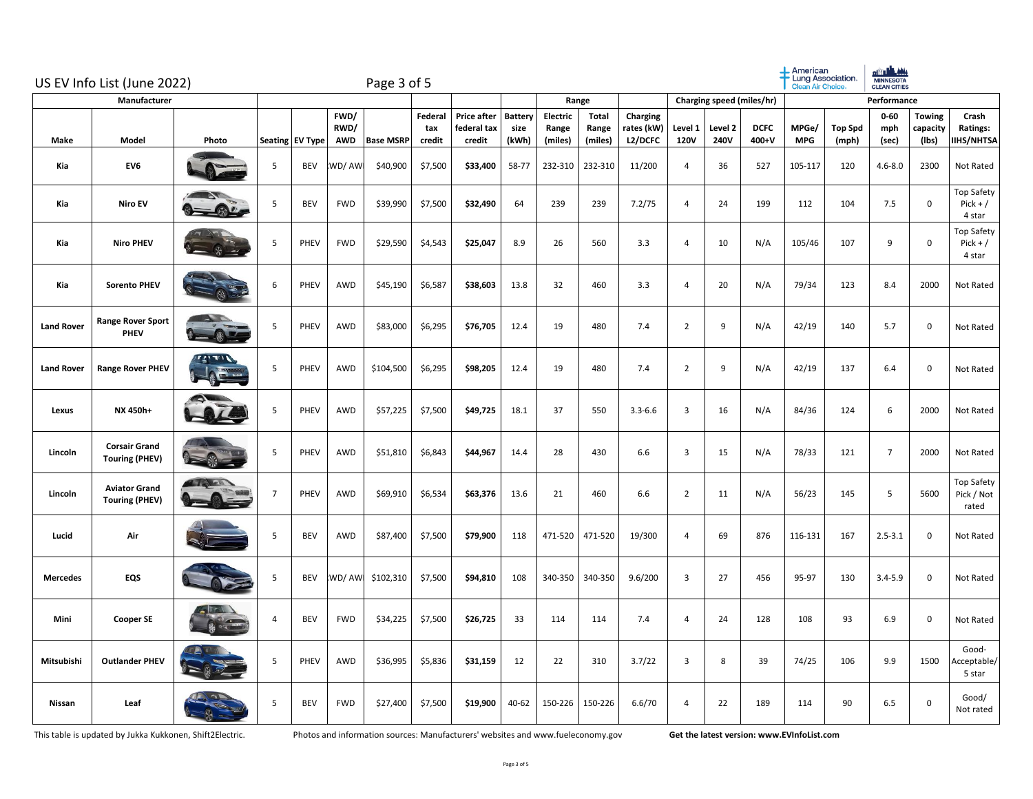# US EV Info List (June 2022)

| Manufacturer | | | | | | | | | | | Range | | | Charging speed (miles/hr) | | | Performance | | | | |
|---|---|---|---|---|---|---|---|---|---|---|---|---|---|---|---|---|---|---|---|---|---|
| Make | Model | Photo | Seating | EV Type | FWD/ RWD/ AWD | Base MSRP | Federal tax credit | Price after federal tax credit | Battery size (kWh) | Electric Range (miles) | Total Range (miles) | Charging rates (kW) L2/DCFC | Level 1 120V | Level 2 240V | DCFC 400+V | MPGe/ MPG | Top Spd (mph) | 0-60 mph (sec) | Towing capacity (lbs) | Crash Ratings: IIHS/NHTSA |
| Kia | EV6 | | 5 | BEV | WD/ AW | $40,900 | $7,500 | **$33,400** | 58-77 | 232-310 | 232-310 | 11/200 | 4 | 36 | 527 | 105-117 | 120 | 4.6-8.0 | 2300 | Not Rated |
| Kia | Niro EV | | 5 | BEV | FWD | $39,990 | $7,500 | **$32,490** | 64 | 239 | 239 | 7.2/75 | 4 | 24 | 199 | 112 | 104 | 7.5 | 0 | Top Safety Pick + / 4 star |
| Kia | Niro PHEV | | 5 | PHEV | FWD | $29,590 | $4,543 | **$25,047** | 8.9 | 26 | 560 | 3.3 | 4 | 10 | N/A | 105/46 | 107 | 9 | 0 | Top Safety Pick + / 4 star |
| Kia | Sorento PHEV | | 6 | PHEV | AWD | $45,190 | $6,587 | **$38,603** | 13.8 | 32 | 460 | 3.3 | 4 | 20 | N/A | 79/34 | 123 | 8.4 | 2000 | Not Rated |
| Land Rover | Range Rover Sport PHEV | | 5 | PHEV | AWD | $83,000 | $6,295 | **$76,705** | 12.4 | 19 | 480 | 7.4 | 2 | 9 | N/A | 42/19 | 140 | 5.7 | 0 | Not Rated |
| Land Rover | Range Rover PHEV | | 5 | PHEV | AWD | $104,500 | $6,295 | **$98,205** | 12.4 | 19 | 480 | 7.4 | 2 | 9 | N/A | 42/19 | 137 | 6.4 | 0 | Not Rated |
| Lexus | NX 450h+ | | 5 | PHEV | AWD | $57,225 | $7,500 | **$49,725** | 18.1 | 37 | 550 | 3.3-6.6 | 3 | 16 | N/A | 84/36 | 124 | 6 | 2000 | Not Rated |
| Lincoln | Corsair Grand Touring (PHEV) | | 5 | PHEV | AWD | $51,810 | $6,843 | **$44,967** | 14.4 | 28 | 430 | 6.6 | 3 | 15 | N/A | 78/33 | 121 | 7 | 2000 | Not Rated |
| Lincoln | Aviator Grand Touring (PHEV) | | 7 | PHEV | AWD | $69,910 | $6,534 | **$63,376** | 13.6 | 21 | 460 | 6.6 | 2 | 11 | N/A | 56/23 | 145 | 5 | 5600 | Top Safety Pick / Not rated |
| Lucid | Air | | 5 | BEV | AWD | $87,400 | $7,500 | **$79,900** | 118 | 471-520 | 471-520 | 19/300 | 4 | 69 | 876 | 116-131 | 167 | 2.5-3.1 | 0 | Not Rated |
| Mercedes | EQS | | 5 | BEV | WD/ AW | $102,310 | $7,500 | **$94,810** | 108 | 340-350 | 340-350 | 9.6/200 | 3 | 27 | 456 | 95-97 | 130 | 3.4-5.9 | 0 | Not Rated |
| Mini | Cooper SE | | 4 | BEV | FWD | $34,225 | $7,500 | **$26,725** | 33 | 114 | 114 | 7.4 | 4 | 24 | 128 | 108 | 93 | 6.9 | 0 | Not Rated |
| Mitsubishi | Outlander PHEV | | 5 | PHEV | AWD | $36,995 | $5,836 | **$31,159** | 12 | 22 | 310 | 3.7/22 | 3 | 8 | 39 | 74/25 | 106 | 9.9 | 1500 | Good-Acceptable/ 5 star |
| Nissan | Leaf | | 5 | BEV | FWD | $27,400 | $7,500 | **$19,900** | 40-62 | 150-226 | 150-226 | 6.6/70 | 4 | 22 | 189 | 114 | 90 | 6.5 | 0 | Good/ Not rated |

This table is updated by Jukka Kukkonen, Shift2Electric. Photos and information sources: Manufacturers' websites and www.fueleconomy.gov **Get the latest version: www.EVInfoList.com**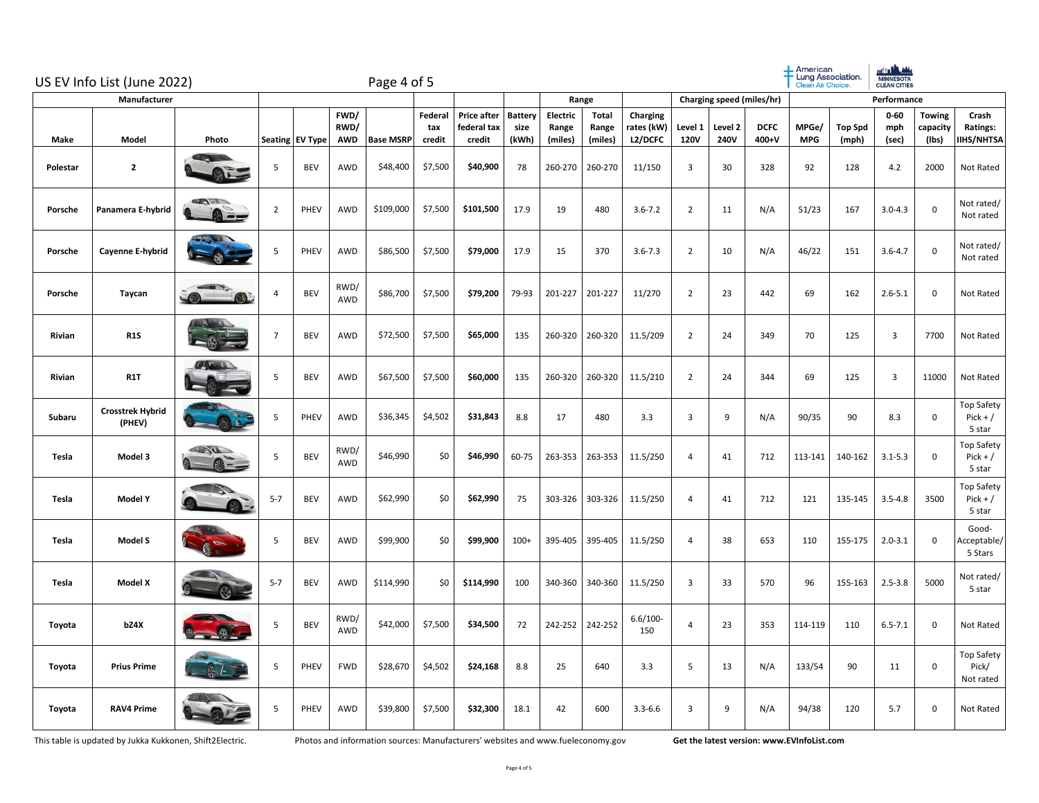# US EV Info List (June 2022)

| Manufacturer | | | | | | | | | | Range | | | Charging speed (miles/hr) | | | Performance | | | | | |
|---|---|---|---|---|---|---|---|---|---|---|---|---|---|---|---|---|---|---|---|---|---|
| Make | Model | Photo | Seating | EV Type | FWD/ RWD/ AWD | Base MSRP | Federal tax credit | Price after federal tax credit | Battery size (kWh) | Electric Range (miles) | Total Range (miles) | Charging rates (kW) L2/DCFC | Level 1 120V | Level 2 240V | DCFC 400+V | MPGe/ MPG | Top Spd (mph) | 0-60 mph (sec) | Towing capacity (lbs) | Crash Ratings: IIHS/NHTSA |
| Polestar | 2 | | 5 | BEV | AWD | $48,400 | $7,500 | **$40,900** | 78 | 260-270 | 260-270 | 11/150 | 3 | 30 | 328 | 92 | 128 | 4.2 | 2000 | Not Rated |
| Porsche | Panamera E-hybrid | | 2 | PHEV | AWD | $109,000 | $7,500 | **$101,500** | 17.9 | 19 | 480 | 3.6-7.2 | 2 | 11 | N/A | 51/23 | 167 | 3.0-4.3 | 0 | Not rated/ Not rated |
| Porsche | Cayenne E-hybrid | | 5 | PHEV | AWD | $86,500 | $7,500 | **$79,000** | 17.9 | 15 | 370 | 3.6-7.3 | 2 | 10 | N/A | 46/22 | 151 | 3.6-4.7 | 0 | Not rated/ Not rated |
| Porsche | Taycan | | 4 | BEV | RWD/ AWD | $86,700 | $7,500 | **$79,200** | 79-93 | 201-227 | 201-227 | 11/270 | 2 | 23 | 442 | 69 | 162 | 2.6-5.1 | 0 | Not Rated |
| Rivian | R1S | | 7 | BEV | AWD | $72,500 | $7,500 | **$65,000** | 135 | 260-320 | 260-320 | 11.5/209 | 2 | 24 | 349 | 70 | 125 | 3 | 7700 | Not Rated |
| Rivian | R1T | | 5 | BEV | AWD | $67,500 | $7,500 | **$60,000** | 135 | 260-320 | 260-320 | 11.5/210 | 2 | 24 | 344 | 69 | 125 | 3 | 11000 | Not Rated |
| Subaru | Crosstrek Hybrid (PHEV) | | 5 | PHEV | AWD | $36,345 | $4,502 | **$31,843** | 8.8 | 17 | 480 | 3.3 | 3 | 9 | N/A | 90/35 | 90 | 8.3 | 0 | Top Safety Pick + / 5 star |
| Tesla | Model 3 | | 5 | BEV | RWD/ AWD | $46,990 | $0 | **$46,990** | 60-75 | 263-353 | 263-353 | 11.5/250 | 4 | 41 | 712 | 113-141 | 140-162 | 3.1-5.3 | 0 | Top Safety Pick + / 5 star |
| Tesla | Model Y | | 5-7 | BEV | AWD | $62,990 | $0 | **$62,990** | 75 | 303-326 | 303-326 | 11.5/250 | 4 | 41 | 712 | 121 | 135-145 | 3.5-4.8 | 3500 | Top Safety Pick + / 5 star |
| Tesla | Model S | | 5 | BEV | AWD | $99,900 | $0 | **$99,900** | 100+ | 395-405 | 395-405 | 11.5/250 | 4 | 38 | 653 | 110 | 155-175 | 2.0-3.1 | 0 | Good- Acceptable/ 5 Stars |
| Tesla | Model X | | 5-7 | BEV | AWD | $114,990 | $0 | **$114,990** | 100 | 340-360 | 340-360 | 11.5/250 | 3 | 33 | 570 | 96 | 155-163 | 2.5-3.8 | 5000 | Not rated/ 5 star |
| Toyota | bZ4X | | 5 | BEV | RWD/ AWD | $42,000 | $7,500 | **$34,500** | 72 | 242-252 | 242-252 | 6.6/100-150 | 4 | 23 | 353 | 114-119 | 110 | 6.5-7.1 | 0 | Not Rated |
| Toyota | Prius Prime | | 5 | PHEV | FWD | $28,670 | $4,502 | **$24,168** | 8.8 | 25 | 640 | 3.3 | 5 | 13 | N/A | 133/54 | 90 | 11 | 0 | Top Safety Pick/ Not rated |
| Toyota | RAV4 Prime | | 5 | PHEV | AWD | $39,800 | $7,500 | **$32,300** | 18.1 | 42 | 600 | 3.3-6.6 | 3 | 9 | N/A | 94/38 | 120 | 5.7 | 0 | Not Rated |

This table is updated by Jukka Kukkonen, Shift2Electric. Photos and information sources: Manufacturers' websites and www.fueleconomy.gov **Get the latest version: www.EVInfoList.com**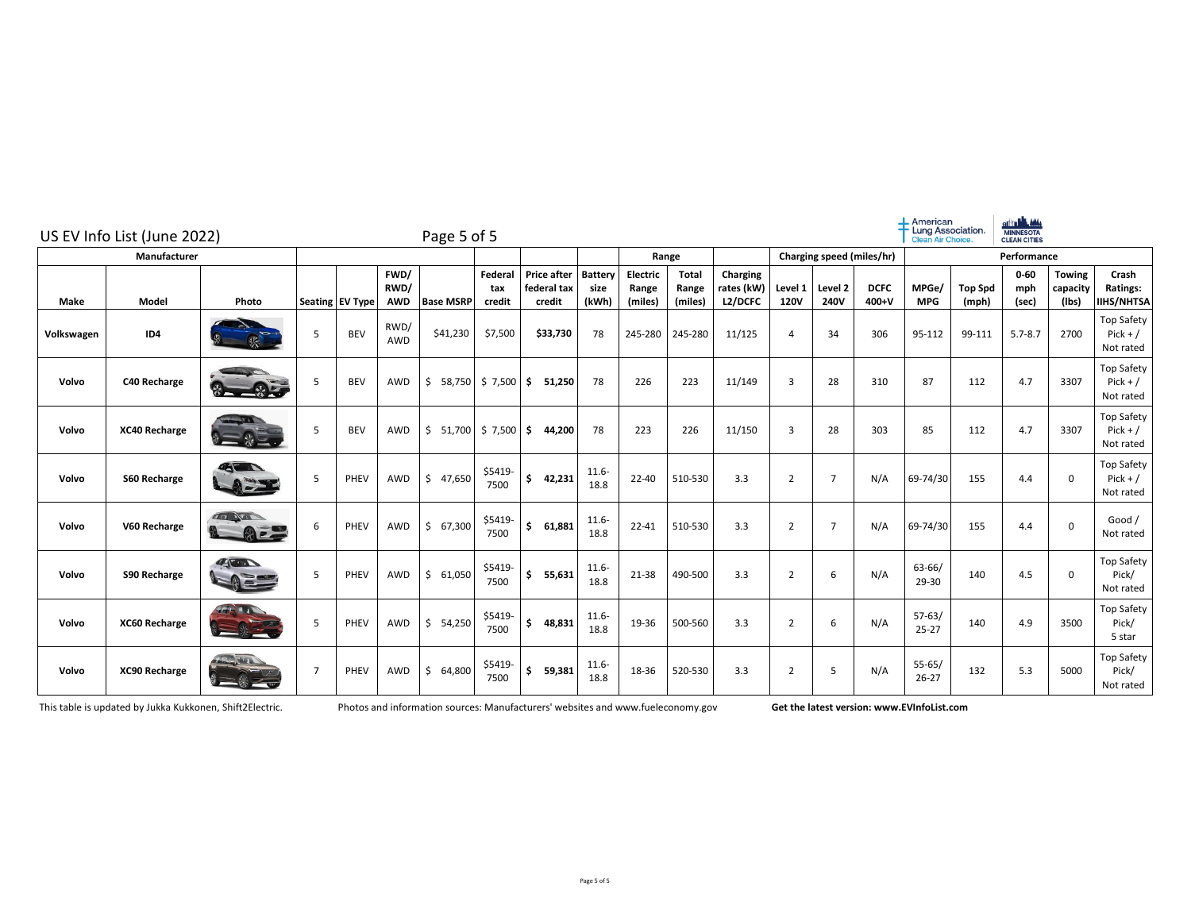# US EV Info List (June 2022)

| Manufacturer | | | | | | | | | | Range | | | Charging speed (miles/hr) | | | Performance | | | | | |
|---|---|---|---|---|---|---|---|---|---|---|---|---|---|---|---|---|---|---|---|---|---|
| Make | Model | Photo | Seating | EV Type | FWD/ RWD/ AWD | Base MSRP | Federal tax credit | Price after federal tax credit | Battery size (kWh) | Electric Range (miles) | Total Range (miles) | Charging rates (kW) L2/DCFC | Level 1 120V | Level 2 240V | DCFC 400+V | MPGe/ MPG | Top Spd (mph) | 0-60 mph (sec) | Towing capacity (lbs) | Crash Ratings: IIHS/NHTSA |
| Volkswagen | ID4 | | 5 | BEV | RWD/ AWD | $41,230 | $7,500 | **$33,730** | 78 | 245-280 | 245-280 | 11/125 | 4 | 34 | 306 | 95-112 | 99-111 | 5.7-8.7 | 2700 | Top Safety Pick + / Not rated |
| Volvo | C40 Recharge | | 5 | BEV | AWD | $ 58,750 | $ 7,500 | **$ 51,250** | 78 | 226 | 223 | 11/149 | 3 | 28 | 310 | 87 | 112 | 4.7 | 3307 | Top Safety Pick + / Not rated |
| Volvo | XC40 Recharge | | 5 | BEV | AWD | $ 51,700 | $ 7,500 | **$ 44,200** | 78 | 223 | 226 | 11/150 | 3 | 28 | 303 | 85 | 112 | 4.7 | 3307 | Top Safety Pick + / Not rated |
| Volvo | S60 Recharge | | 5 | PHEV | AWD | $ 47,650 | $5419-7500 | **$ 42,231** | 11.6-18.8 | 22-40 | 510-530 | 3.3 | 2 | 7 | N/A | 69-74/30 | 155 | 4.4 | 0 | Top Safety Pick + / Not rated |
| Volvo | V60 Recharge | | 6 | PHEV | AWD | $ 67,300 | $5419-7500 | **$ 61,881** | 11.6-18.8 | 22-41 | 510-530 | 3.3 | 2 | 7 | N/A | 69-74/30 | 155 | 4.4 | 0 | Good / Not rated |
| Volvo | S90 Recharge | | 5 | PHEV | AWD | $ 61,050 | $5419-7500 | **$ 55,631** | 11.6-18.8 | 21-38 | 490-500 | 3.3 | 2 | 6 | N/A | 63-66/ 29-30 | 140 | 4.5 | 0 | Top Safety Pick/ Not rated |
| Volvo | XC60 Recharge | | 5 | PHEV | AWD | $ 54,250 | $5419-7500 | **$ 48,831** | 11.6-18.8 | 19-36 | 500-560 | 3.3 | 2 | 6 | N/A | 57-63/ 25-27 | 140 | 4.9 | 3500 | Top Safety Pick/ 5 star |
| Volvo | XC90 Recharge | | 7 | PHEV | AWD | $ 64,800 | $5419-7500 | **$ 59,381** | 11.6-18.8 | 18-36 | 520-530 | 3.3 | 2 | 5 | N/A | 55-65/ 26-27 | 132 | 5.3 | 5000 | Top Safety Pick/ Not rated |

This table is updated by Jukka Kukkonen, Shift2Electric.

Photos and information sources: Manufacturers' websites and www.fueleconomy.gov

**Get the latest version: www.EVInfoList.com**